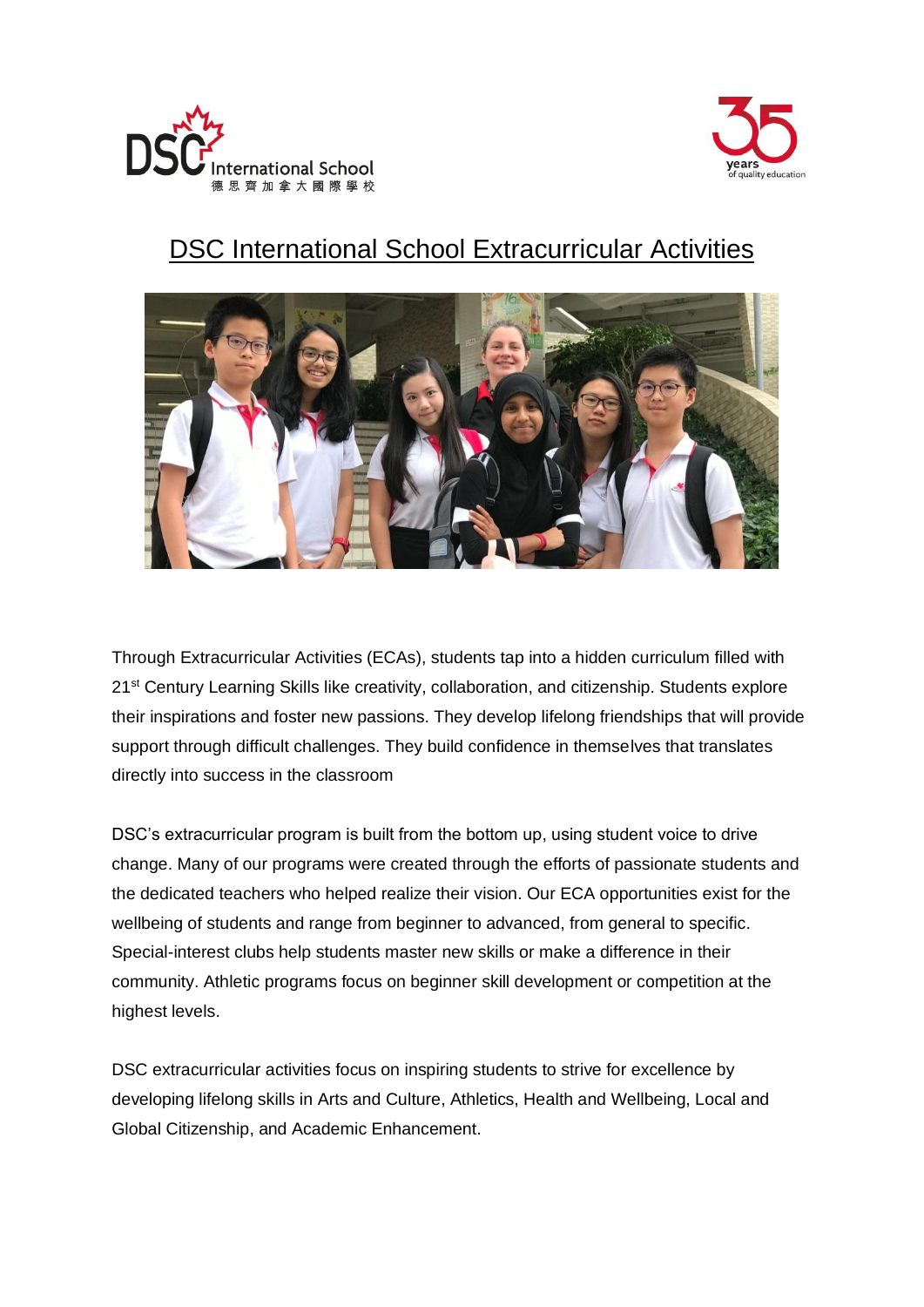# DSC International School Extracurricular Activities

Through Extracurricular Activities (ECAs), students tap into a hidden curriculum filled with 21st Century Learning Skills like creativity, collaboration, and citizenship. Students explore their inspirations and foster new passions. They develop lifelong friendships that will provide support through difficult challenges. They build confidence in themselves that translates directly into success in the classroom

DSC's extracurricular program is built from the bottom up, using student voice to drive change. Many of our programs were created through the efforts of passionate students and the dedicated teachers who helped realize their vision. Our ECA opportunities exist for the wellbeing of students and range from beginner to advanced, from general to specific. Special-interest clubs help students master new skills or make a difference in their community. Athletic programs focus on beginner skill development or competition at the highest levels.

DSC extracurricular activities focus on inspiring students to strive for excellence by developing lifelong skills in Arts and Culture, Athletics, Health and Wellbeing, Local and Global Citizenship, and Academic Enhancement.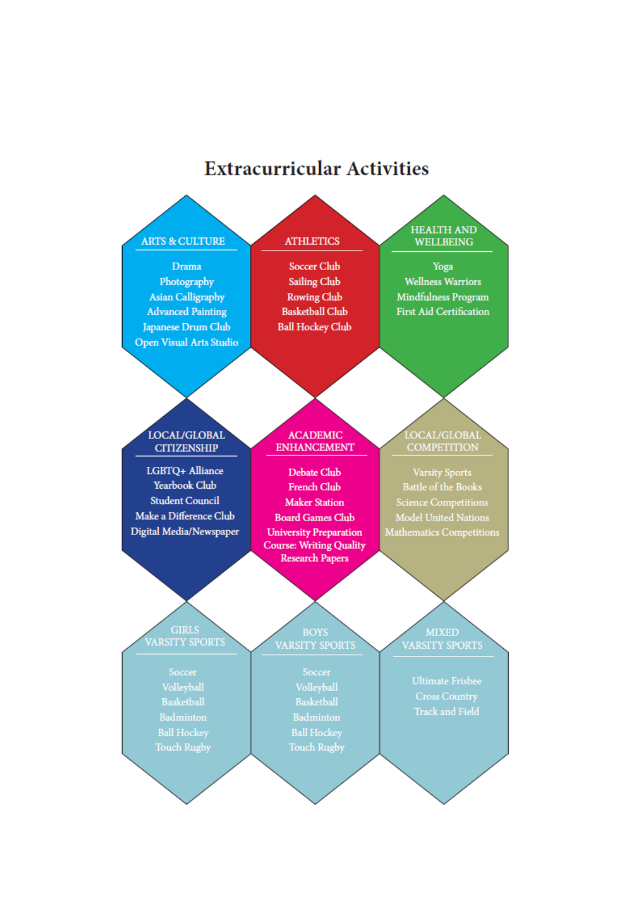# Extracurricular Activities

### ARTS & CULTURE

- Drama
- Photography
- Asian Calligraphy
- Advanced Painting
- Japanese Drum Club
- Open Visual Arts Studio

### ATHLETICS

- Soccer Club
- Sailing Club
- Rowing Club
- Basketball Club
- Ball Hockey Club

### HEALTH AND WELLBEING

- Yoga
- Wellness Warriors
- Mindfulness Program
- First Aid Certification

### LOCAL/GLOBAL CITIZENSHIP

- LGBTQ+ Alliance
- Yearbook Club
- Student Council
- Make a Difference Club
- Digital Media/Newspaper

### ACADEMIC ENHANCEMENT

- Debate Club
- French Club
- Maker Station
- Board Games Club
- University Preparation Course: Writing Quality Research Papers

### LOCAL/GLOBAL COMPETITION

- Varsity Sports
- Battle of the Books
- Science Competitions
- Model United Nations
- Mathematics Competitions

### GIRLS VARSITY SPORTS

- Soccer
- Volleyball
- Basketball
- Badminton
- Ball Hockey
- Touch Rugby

### BOYS VARSITY SPORTS

- Soccer
- Volleyball
- Basketball
- Badminton
- Ball Hockey
- Touch Rugby

### MIXED VARSITY SPORTS

- Ultimate Frisbee
- Cross Country
- Track and Field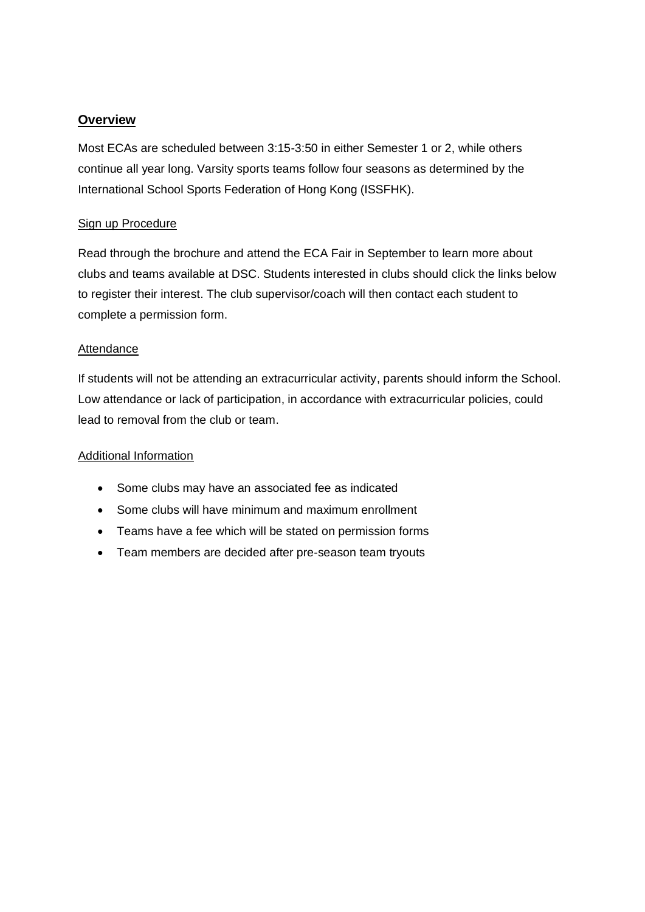## Overview

Most ECAs are scheduled between 3:15-3:50 in either Semester 1 or 2, while others continue all year long. Varsity sports teams follow four seasons as determined by the International School Sports Federation of Hong Kong (ISSFHK).

### Sign up Procedure

Read through the brochure and attend the ECA Fair in September to learn more about clubs and teams available at DSC. Students interested in clubs should click the links below to register their interest. The club supervisor/coach will then contact each student to complete a permission form.

### Attendance

If students will not be attending an extracurricular activity, parents should inform the School. Low attendance or lack of participation, in accordance with extracurricular policies, could lead to removal from the club or team.

### Additional Information

- Some clubs may have an associated fee as indicated
- Some clubs will have minimum and maximum enrollment
- Teams have a fee which will be stated on permission forms
- Team members are decided after pre-season team tryouts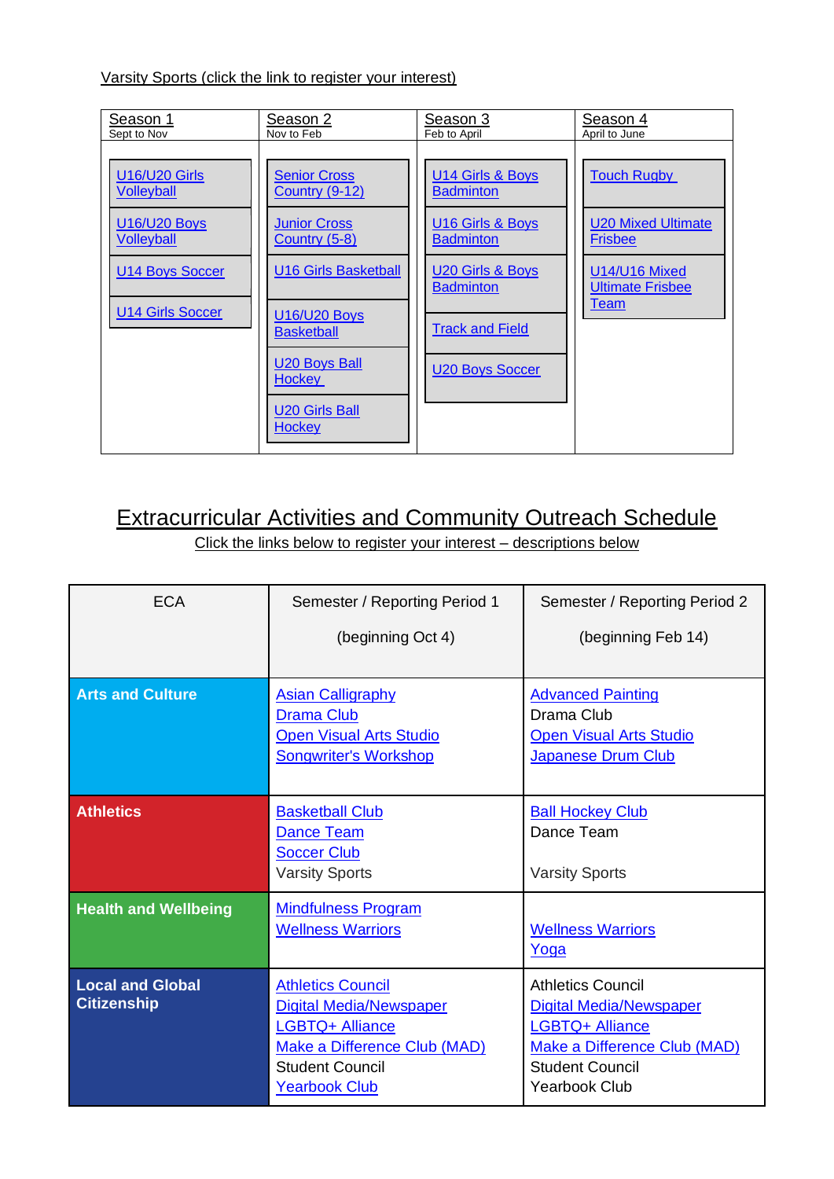Varsity Sports (click the link to register your interest)

| Season 1<br>Sept to Nov | Season 2<br>Nov to Feb | Season 3<br>Feb to April | Season 4<br>April to June |
|---|---|---|---|
| U16/U20 Girls Volleyball | Senior Cross Country (9-12) | U14 Girls & Boys Badminton | Touch Rugby |
| U16/U20 Boys Volleyball | Junior Cross Country (5-8) | U16 Girls & Boys Badminton | U20 Mixed Ultimate Frisbee |
| U14 Boys Soccer | U16 Girls Basketball | U20 Girls & Boys Badminton | U14/U16 Mixed Ultimate Frisbee Team |
| U14 Girls Soccer | U16/U20 Boys Basketball | Track and Field | |
| | U20 Boys Ball Hockey | U20 Boys Soccer | |
| | U20 Girls Ball Hockey | | |

# Extracurricular Activities and Community Outreach Schedule

Click the links below to register your interest – descriptions below

| ECA | Semester / Reporting Period 1<br><br>(beginning Oct 4) | Semester / Reporting Period 2<br><br>(beginning Feb 14) |
|---|---|---|
| **Arts and Culture** | Asian Calligraphy<br>Drama Club<br>Open Visual Arts Studio<br>Songwriter's Workshop | Advanced Painting<br>Drama Club<br>Open Visual Arts Studio<br>Japanese Drum Club |
| **Athletics** | Basketball Club<br>Dance Team<br>Soccer Club<br>Varsity Sports | Ball Hockey Club<br>Dance Team<br><br>Varsity Sports |
| **Health and Wellbeing** | Mindfulness Program<br>Wellness Warriors | <br>Wellness Warriors<br>Yoga |
| **Local and Global Citizenship** | Athletics Council<br>Digital Media/Newspaper<br>LGBTQ+ Alliance<br>Make a Difference Club (MAD)<br>Student Council<br>Yearbook Club | Athletics Council<br>Digital Media/Newspaper<br>LGBTQ+ Alliance<br>Make a Difference Club (MAD)<br>Student Council<br>Yearbook Club |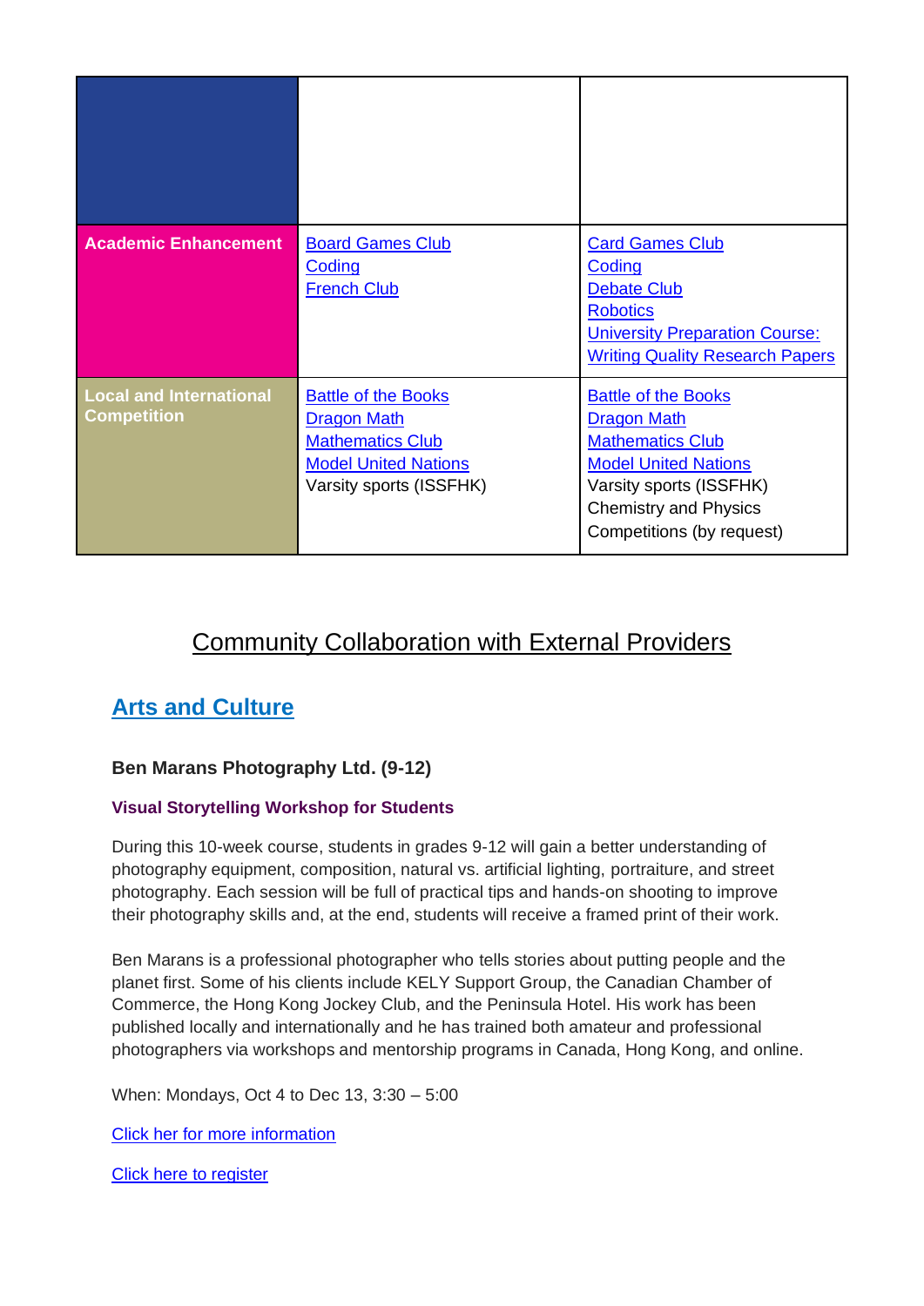| | | |
|---|---|---|
| **Academic Enhancement** | Board Games Club<br>Coding<br>French Club | Card Games Club<br>Coding<br>Debate Club<br>Robotics<br>University Preparation Course: Writing Quality Research Papers |
| **Local and International Competition** | Battle of the Books<br>Dragon Math<br>Mathematics Club<br>Model United Nations<br>Varsity sports (ISSFHK) | Battle of the Books<br>Dragon Math<br>Mathematics Club<br>Model United Nations<br>Varsity sports (ISSFHK)<br>Chemistry and Physics Competitions (by request) |

## Community Collaboration with External Providers

## Arts and Culture

### Ben Marans Photography Ltd. (9-12)

**Visual Storytelling Workshop for Students**

During this 10-week course, students in grades 9-12 will gain a better understanding of photography equipment, composition, natural vs. artificial lighting, portraiture, and street photography. Each session will be full of practical tips and hands-on shooting to improve their photography skills and, at the end, students will receive a framed print of their work.

Ben Marans is a professional photographer who tells stories about putting people and the planet first. Some of his clients include KELY Support Group, the Canadian Chamber of Commerce, the Hong Kong Jockey Club, and the Peninsula Hotel. His work has been published locally and internationally and he has trained both amateur and professional photographers via workshops and mentorship programs in Canada, Hong Kong, and online.

When: Mondays, Oct 4 to Dec 13, 3:30 – 5:00

Click her for more information

Click here to register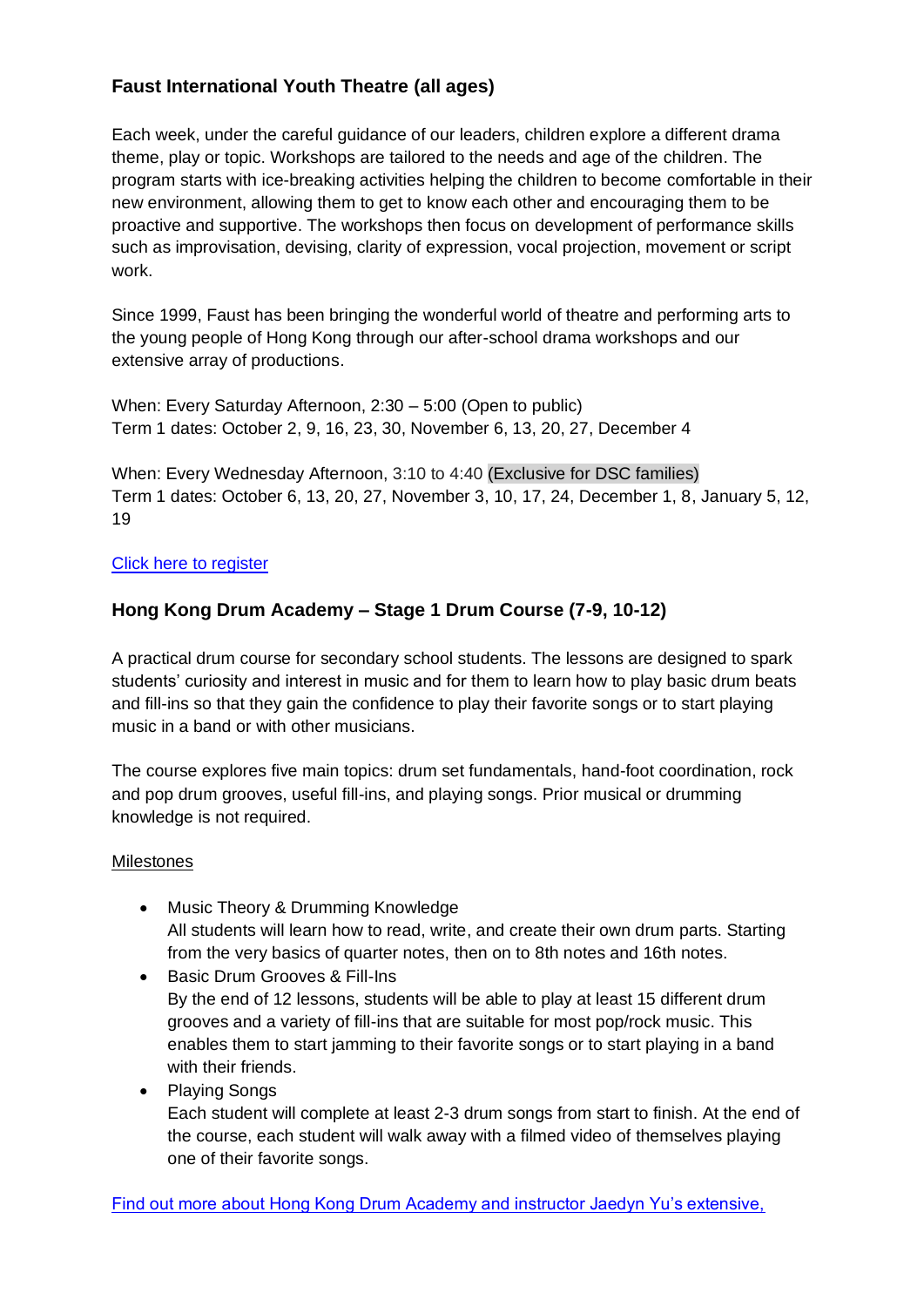### Faust International Youth Theatre (all ages)

Each week, under the careful guidance of our leaders, children explore a different drama theme, play or topic. Workshops are tailored to the needs and age of the children. The program starts with ice-breaking activities helping the children to become comfortable in their new environment, allowing them to get to know each other and encouraging them to be proactive and supportive. The workshops then focus on development of performance skills such as improvisation, devising, clarity of expression, vocal projection, movement or script work.

Since 1999, Faust has been bringing the wonderful world of theatre and performing arts to the young people of Hong Kong through our after-school drama workshops and our extensive array of productions.

When: Every Saturday Afternoon, 2:30 – 5:00 (Open to public)
Term 1 dates: October 2, 9, 16, 23, 30, November 6, 13, 20, 27, December 4

When: Every Wednesday Afternoon, 3:10 to 4:40 (Exclusive for DSC families)
Term 1 dates: October 6, 13, 20, 27, November 3, 10, 17, 24, December 1, 8, January 5, 12, 19

Click here to register

### Hong Kong Drum Academy – Stage 1 Drum Course (7-9, 10-12)

A practical drum course for secondary school students. The lessons are designed to spark students' curiosity and interest in music and for them to learn how to play basic drum beats and fill-ins so that they gain the confidence to play their favorite songs or to start playing music in a band or with other musicians.

The course explores five main topics: drum set fundamentals, hand-foot coordination, rock and pop drum grooves, useful fill-ins, and playing songs. Prior musical or drumming knowledge is not required.

Milestones

- Music Theory & Drumming Knowledge
  All students will learn how to read, write, and create their own drum parts. Starting from the very basics of quarter notes, then on to 8th notes and 16th notes.
- Basic Drum Grooves & Fill-Ins
  By the end of 12 lessons, students will be able to play at least 15 different drum grooves and a variety of fill-ins that are suitable for most pop/rock music. This enables them to start jamming to their favorite songs or to start playing in a band with their friends.
- Playing Songs
  Each student will complete at least 2-3 drum songs from start to finish. At the end of the course, each student will walk away with a filmed video of themselves playing one of their favorite songs.

Find out more about Hong Kong Drum Academy and instructor Jaedyn Yu's extensive,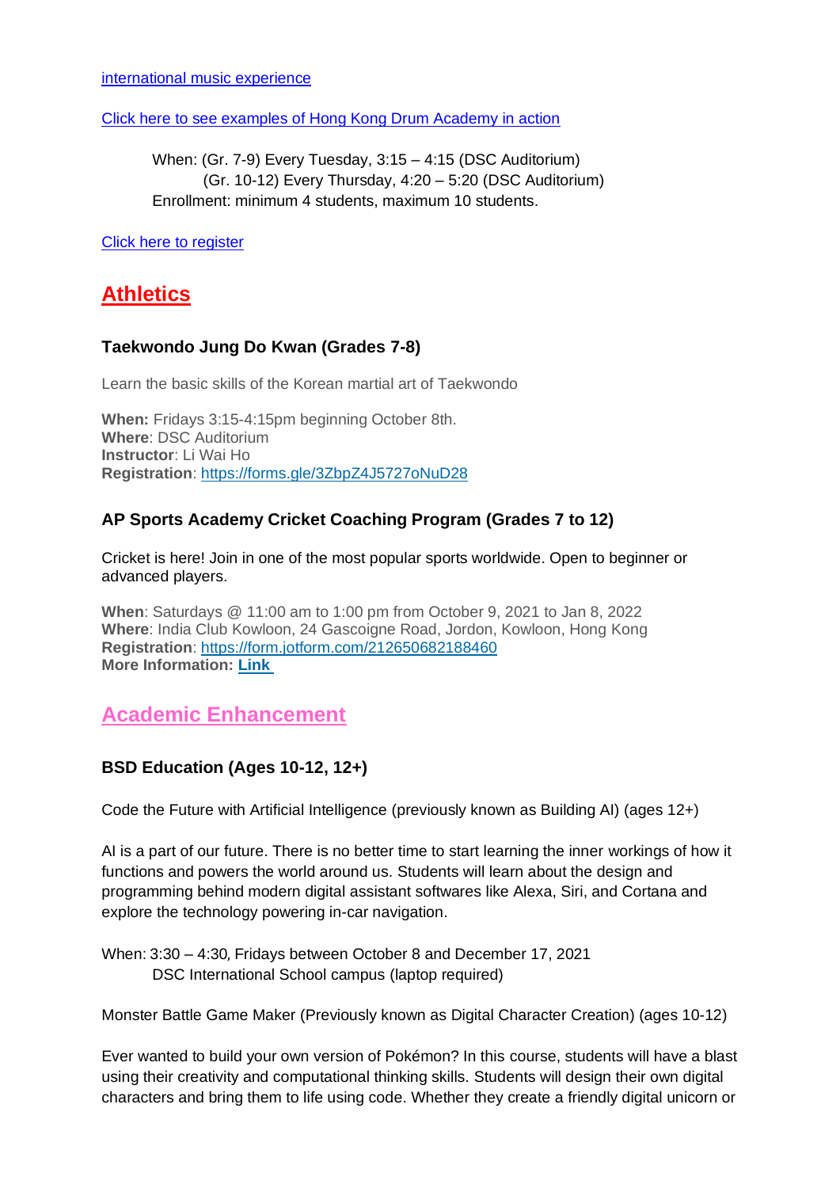[international music experience]

[Click here to see examples of Hong Kong Drum Academy in action]

When: (Gr. 7-9) Every Tuesday, 3:15 – 4:15 (DSC Auditorium)
(Gr. 10-12) Every Thursday, 4:20 – 5:20 (DSC Auditorium)
Enrollment: minimum 4 students, maximum 10 students.

[Click here to register]

## Athletics

### Taekwondo Jung Do Kwan (Grades 7-8)

Learn the basic skills of the Korean martial art of Taekwondo

**When:** Fridays 3:15-4:15pm beginning October 8th.
**Where**: DSC Auditorium
**Instructor**: Li Wai Ho
**Registration**: https://forms.gle/3ZbpZ4J5727oNuD28

### AP Sports Academy Cricket Coaching Program (Grades 7 to 12)

Cricket is here! Join in one of the most popular sports worldwide. Open to beginner or advanced players.

**When**: Saturdays @ 11:00 am to 1:00 pm from October 9, 2021 to Jan 8, 2022
**Where**: India Club Kowloon, 24 Gascoigne Road, Jordon, Kowloon, Hong Kong
**Registration**: https://form.jotform.com/212650682188460
**More Information: Link**

## Academic Enhancement

### BSD Education (Ages 10-12, 12+)

Code the Future with Artificial Intelligence (previously known as Building AI) (ages 12+)

AI is a part of our future. There is no better time to start learning the inner workings of how it functions and powers the world around us. Students will learn about the design and programming behind modern digital assistant softwares like Alexa, Siri, and Cortana and explore the technology powering in-car navigation.

When: 3:30 – 4:30, Fridays between October 8 and December 17, 2021
DSC International School campus (laptop required)

Monster Battle Game Maker (Previously known as Digital Character Creation) (ages 10-12)

Ever wanted to build your own version of Pokémon? In this course, students will have a blast using their creativity and computational thinking skills. Students will design their own digital characters and bring them to life using code. Whether they create a friendly digital unicorn or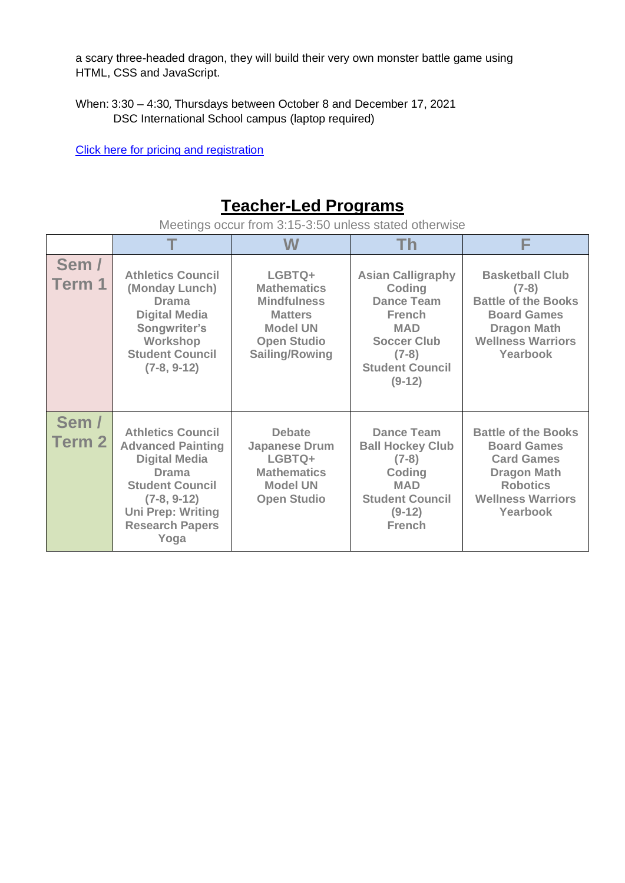a scary three-headed dragon, they will build their very own monster battle game using HTML, CSS and JavaScript.

When: 3:30 – 4:30, Thursdays between October 8 and December 17, 2021
DSC International School campus (laptop required)

[Click here for pricing and registration]

## Teacher-Led Programs

Meetings occur from 3:15-3:50 unless stated otherwise

| | T | W | Th | F |
|---|---|---|---|---|
| Sem / Term 1 | Athletics Council (Monday Lunch)<br>Drama<br>Digital Media<br>Songwriter's Workshop<br>Student Council (7-8, 9-12) | LGBTQ+<br>Mathematics<br>Mindfulness Matters<br>Model UN<br>Open Studio<br>Sailing/Rowing | Asian Calligraphy<br>Coding<br>Dance Team<br>French<br>MAD<br>Soccer Club (7-8)<br>Student Council (9-12) | Basketball Club (7-8)<br>Battle of the Books<br>Board Games<br>Dragon Math<br>Wellness Warriors<br>Yearbook |
| Sem / Term 2 | Athletics Council<br>Advanced Painting<br>Digital Media<br>Drama<br>Student Council (7-8, 9-12)<br>Uni Prep: Writing Research Papers<br>Yoga | Debate<br>Japanese Drum<br>LGBTQ+<br>Mathematics<br>Model UN<br>Open Studio | Dance Team<br>Ball Hockey Club (7-8)<br>Coding<br>MAD<br>Student Council (9-12)<br>French | Battle of the Books<br>Board Games<br>Card Games<br>Dragon Math<br>Robotics<br>Wellness Warriors<br>Yearbook |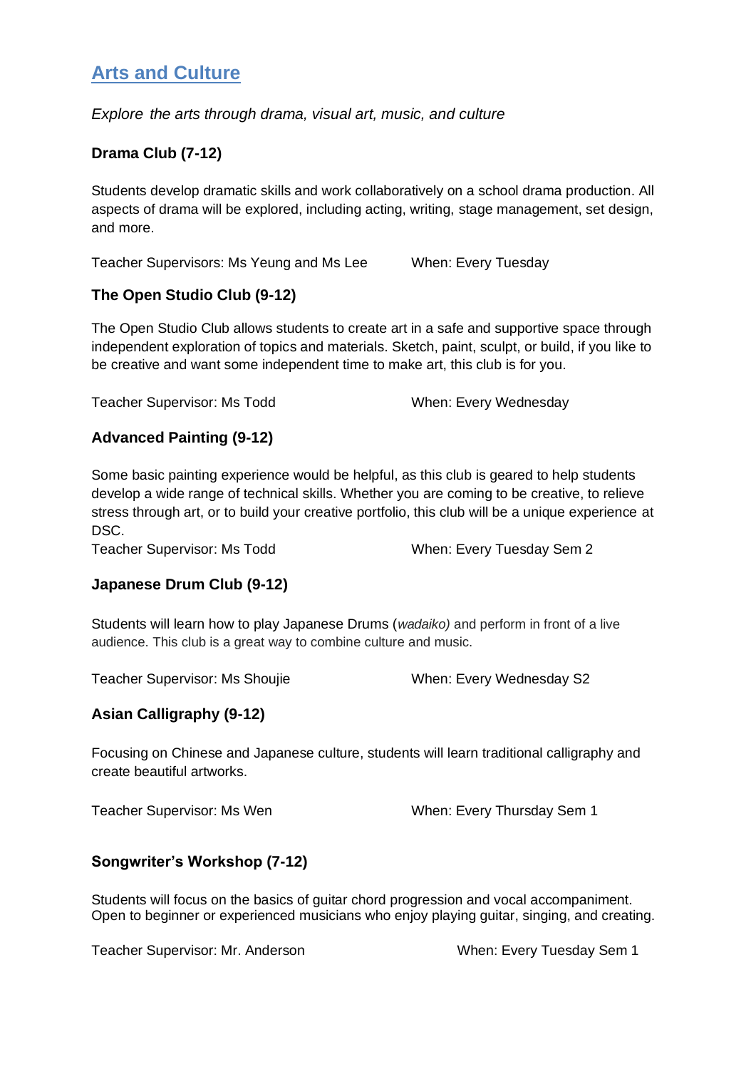## Arts and Culture

*Explore the arts through drama, visual art, music, and culture*

### Drama Club (7-12)

Students develop dramatic skills and work collaboratively on a school drama production. All aspects of drama will be explored, including acting, writing, stage management, set design, and more.

Teacher Supervisors: Ms Yeung and Ms Lee    When: Every Tuesday

### The Open Studio Club (9-12)

The Open Studio Club allows students to create art in a safe and supportive space through independent exploration of topics and materials. Sketch, paint, sculpt, or build, if you like to be creative and want some independent time to make art, this club is for you.

Teacher Supervisor: Ms Todd    When: Every Wednesday

### Advanced Painting (9-12)

Some basic painting experience would be helpful, as this club is geared to help students develop a wide range of technical skills. Whether you are coming to be creative, to relieve stress through art, or to build your creative portfolio, this club will be a unique experience at DSC.

Teacher Supervisor: Ms Todd    When: Every Tuesday Sem 2

### Japanese Drum Club (9-12)

Students will learn how to play Japanese Drums (*wadaiko)* and perform in front of a live audience. This club is a great way to combine culture and music.

Teacher Supervisor: Ms Shoujie    When: Every Wednesday S2

### Asian Calligraphy (9-12)

Focusing on Chinese and Japanese culture, students will learn traditional calligraphy and create beautiful artworks.

Teacher Supervisor: Ms Wen    When: Every Thursday Sem 1

### Songwriter's Workshop (7-12)

Students will focus on the basics of guitar chord progression and vocal accompaniment. Open to beginner or experienced musicians who enjoy playing guitar, singing, and creating.

Teacher Supervisor: Mr. Anderson    When: Every Tuesday Sem 1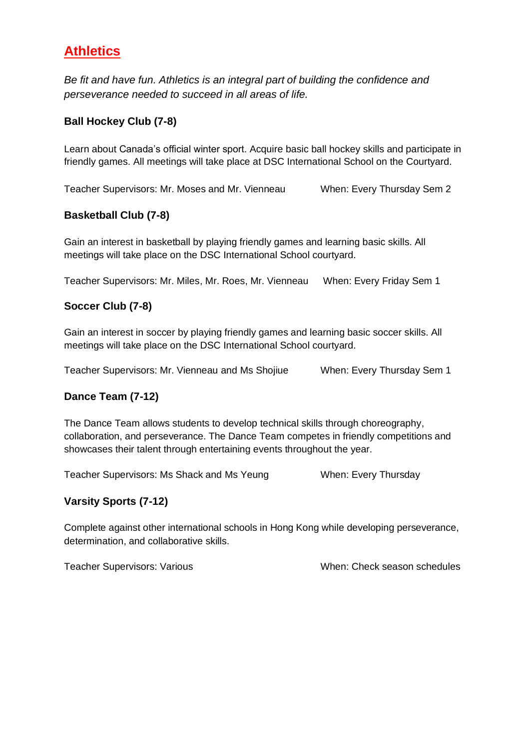## Athletics

*Be fit and have fun. Athletics is an integral part of building the confidence and perseverance needed to succeed in all areas of life.*

### Ball Hockey Club (7-8)

Learn about Canada's official winter sport. Acquire basic ball hockey skills and participate in friendly games. All meetings will take place at DSC International School on the Courtyard.

Teacher Supervisors: Mr. Moses and Mr. Vienneau    When: Every Thursday Sem 2

### Basketball Club (7-8)

Gain an interest in basketball by playing friendly games and learning basic skills. All meetings will take place on the DSC International School courtyard.

Teacher Supervisors: Mr. Miles, Mr. Roes, Mr. Vienneau    When: Every Friday Sem 1

### Soccer Club (7-8)

Gain an interest in soccer by playing friendly games and learning basic soccer skills. All meetings will take place on the DSC International School courtyard.

Teacher Supervisors: Mr. Vienneau and Ms Shojiue    When: Every Thursday Sem 1

### Dance Team (7-12)

The Dance Team allows students to develop technical skills through choreography, collaboration, and perseverance. The Dance Team competes in friendly competitions and showcases their talent through entertaining events throughout the year.

Teacher Supervisors: Ms Shack and Ms Yeung    When: Every Thursday

### Varsity Sports (7-12)

Complete against other international schools in Hong Kong while developing perseverance, determination, and collaborative skills.

Teacher Supervisors: Various    When: Check season schedules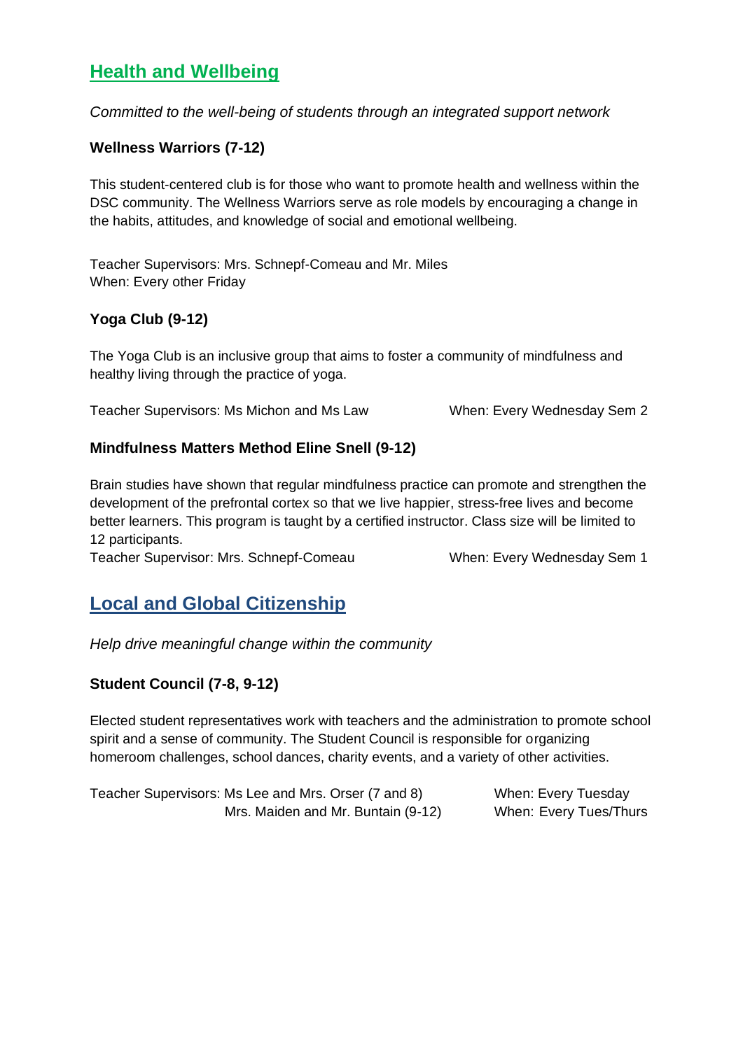## Health and Wellbeing

*Committed to the well-being of students through an integrated support network*

### Wellness Warriors (7-12)

This student-centered club is for those who want to promote health and wellness within the DSC community. The Wellness Warriors serve as role models by encouraging a change in the habits, attitudes, and knowledge of social and emotional wellbeing.

Teacher Supervisors: Mrs. Schnepf-Comeau and Mr. Miles
When: Every other Friday

### Yoga Club (9-12)

The Yoga Club is an inclusive group that aims to foster a community of mindfulness and healthy living through the practice of yoga.

Teacher Supervisors: Ms Michon and Ms Law
When: Every Wednesday Sem 2

### Mindfulness Matters Method Eline Snell (9-12)

Brain studies have shown that regular mindfulness practice can promote and strengthen the development of the prefrontal cortex so that we live happier, stress-free lives and become better learners. This program is taught by a certified instructor. Class size will be limited to 12 participants.

Teacher Supervisor: Mrs. Schnepf-Comeau
When: Every Wednesday Sem 1

## Local and Global Citizenship

*Help drive meaningful change within the community*

### Student Council (7-8, 9-12)

Elected student representatives work with teachers and the administration to promote school spirit and a sense of community. The Student Council is responsible for organizing homeroom challenges, school dances, charity events, and a variety of other activities.

Teacher Supervisors: Ms Lee and Mrs. Orser (7 and 8) — When: Every Tuesday
Mrs. Maiden and Mr. Buntain (9-12) — When: Every Tues/Thurs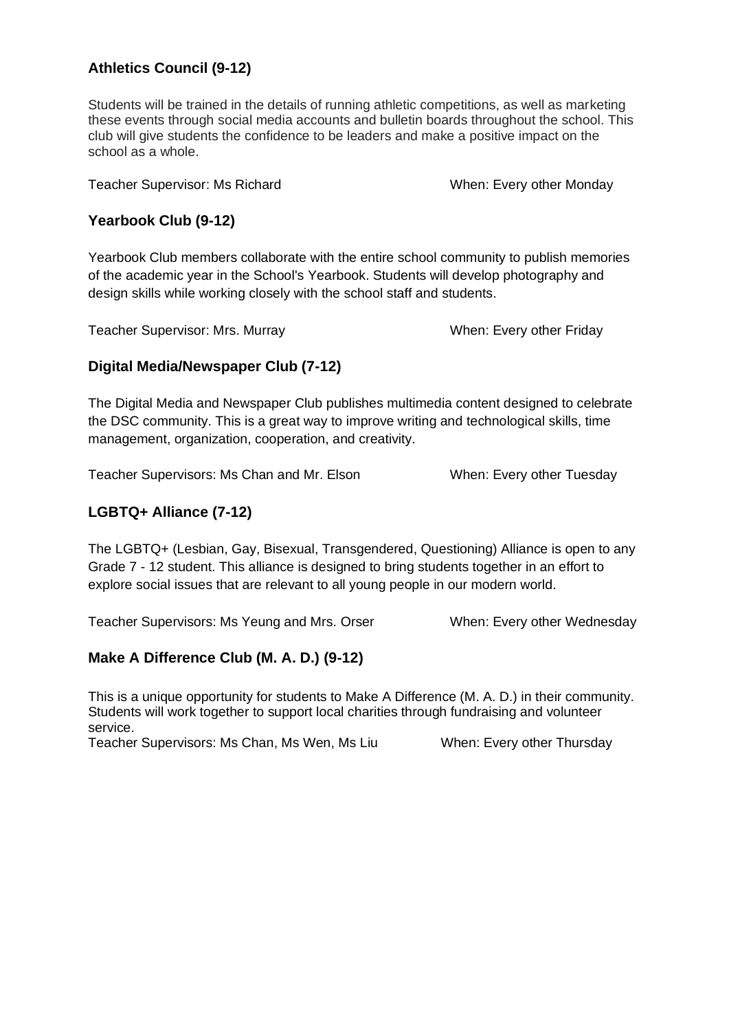### Athletics Council (9-12)

Students will be trained in the details of running athletic competitions, as well as marketing these events through social media accounts and bulletin boards throughout the school. This club will give students the confidence to be leaders and make a positive impact on the school as a whole.

Teacher Supervisor: Ms Richard When: Every other Monday

### Yearbook Club (9-12)

Yearbook Club members collaborate with the entire school community to publish memories of the academic year in the School's Yearbook. Students will develop photography and design skills while working closely with the school staff and students.

Teacher Supervisor: Mrs. Murray When: Every other Friday

### Digital Media/Newspaper Club (7-12)

The Digital Media and Newspaper Club publishes multimedia content designed to celebrate the DSC community. This is a great way to improve writing and technological skills, time management, organization, cooperation, and creativity.

Teacher Supervisors: Ms Chan and Mr. Elson When: Every other Tuesday

### LGBTQ+ Alliance (7-12)

The LGBTQ+ (Lesbian, Gay, Bisexual, Transgendered, Questioning) Alliance is open to any Grade 7 - 12 student. This alliance is designed to bring students together in an effort to explore social issues that are relevant to all young people in our modern world.

Teacher Supervisors: Ms Yeung and Mrs. Orser When: Every other Wednesday

### Make A Difference Club (M. A. D.) (9-12)

This is a unique opportunity for students to Make A Difference (M. A. D.) in their community. Students will work together to support local charities through fundraising and volunteer service.
Teacher Supervisors: Ms Chan, Ms Wen, Ms Liu When: Every other Thursday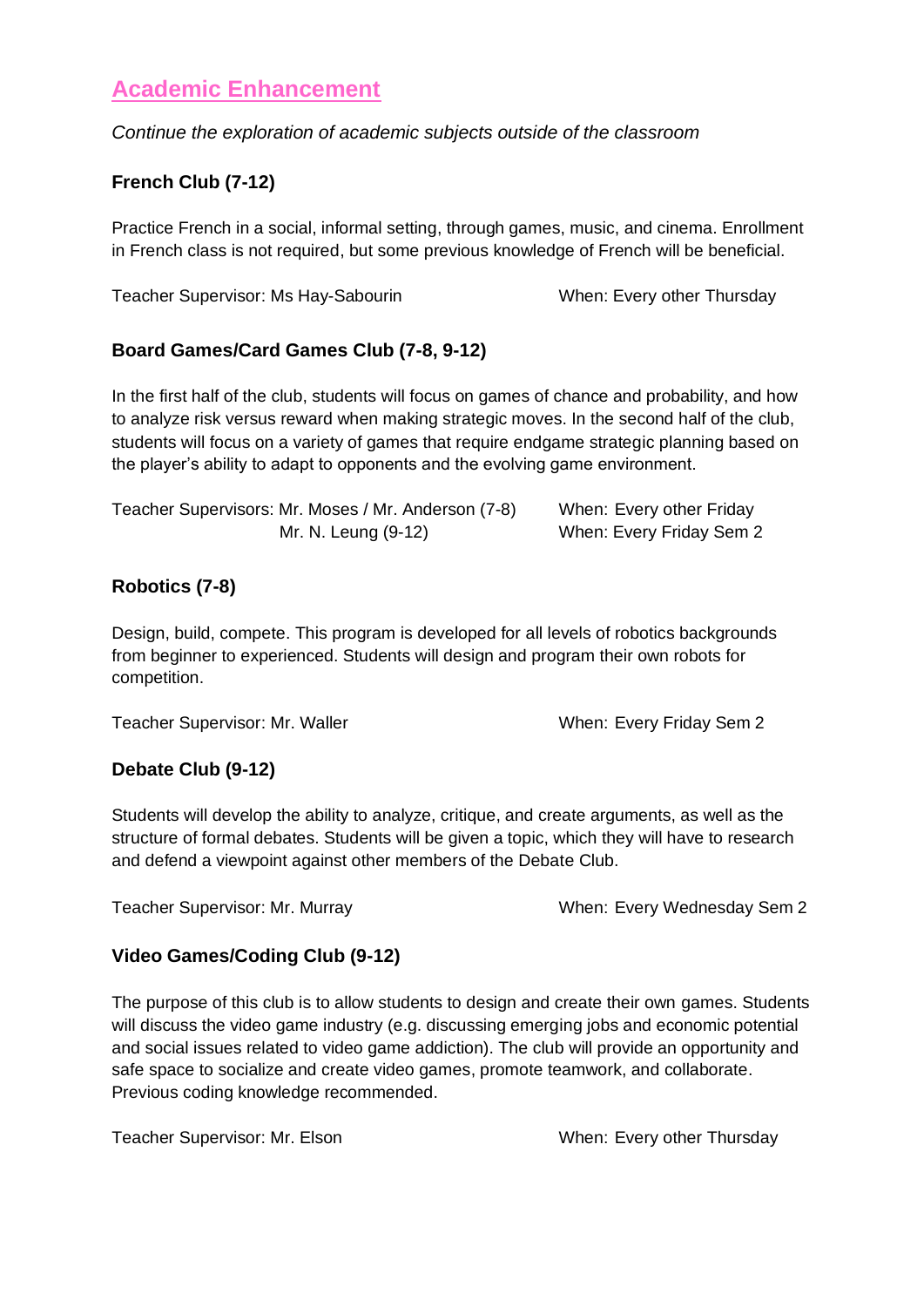## Academic Enhancement

*Continue the exploration of academic subjects outside of the classroom*

### French Club (7-12)

Practice French in a social, informal setting, through games, music, and cinema. Enrollment in French class is not required, but some previous knowledge of French will be beneficial.

Teacher Supervisor: Ms Hay-Sabourin — When: Every other Thursday

### Board Games/Card Games Club (7-8, 9-12)

In the first half of the club, students will focus on games of chance and probability, and how to analyze risk versus reward when making strategic moves. In the second half of the club, students will focus on a variety of games that require endgame strategic planning based on the player's ability to adapt to opponents and the evolving game environment.

Teacher Supervisors: Mr. Moses / Mr. Anderson (7-8) — When: Every other Friday
Mr. N. Leung (9-12) — When: Every Friday Sem 2

### Robotics (7-8)

Design, build, compete. This program is developed for all levels of robotics backgrounds from beginner to experienced. Students will design and program their own robots for competition.

Teacher Supervisor: Mr. Waller — When: Every Friday Sem 2

### Debate Club (9-12)

Students will develop the ability to analyze, critique, and create arguments, as well as the structure of formal debates. Students will be given a topic, which they will have to research and defend a viewpoint against other members of the Debate Club.

Teacher Supervisor: Mr. Murray — When: Every Wednesday Sem 2

### Video Games/Coding Club (9-12)

The purpose of this club is to allow students to design and create their own games. Students will discuss the video game industry (e.g. discussing emerging jobs and economic potential and social issues related to video game addiction). The club will provide an opportunity and safe space to socialize and create video games, promote teamwork, and collaborate. Previous coding knowledge recommended.

Teacher Supervisor: Mr. Elson — When: Every other Thursday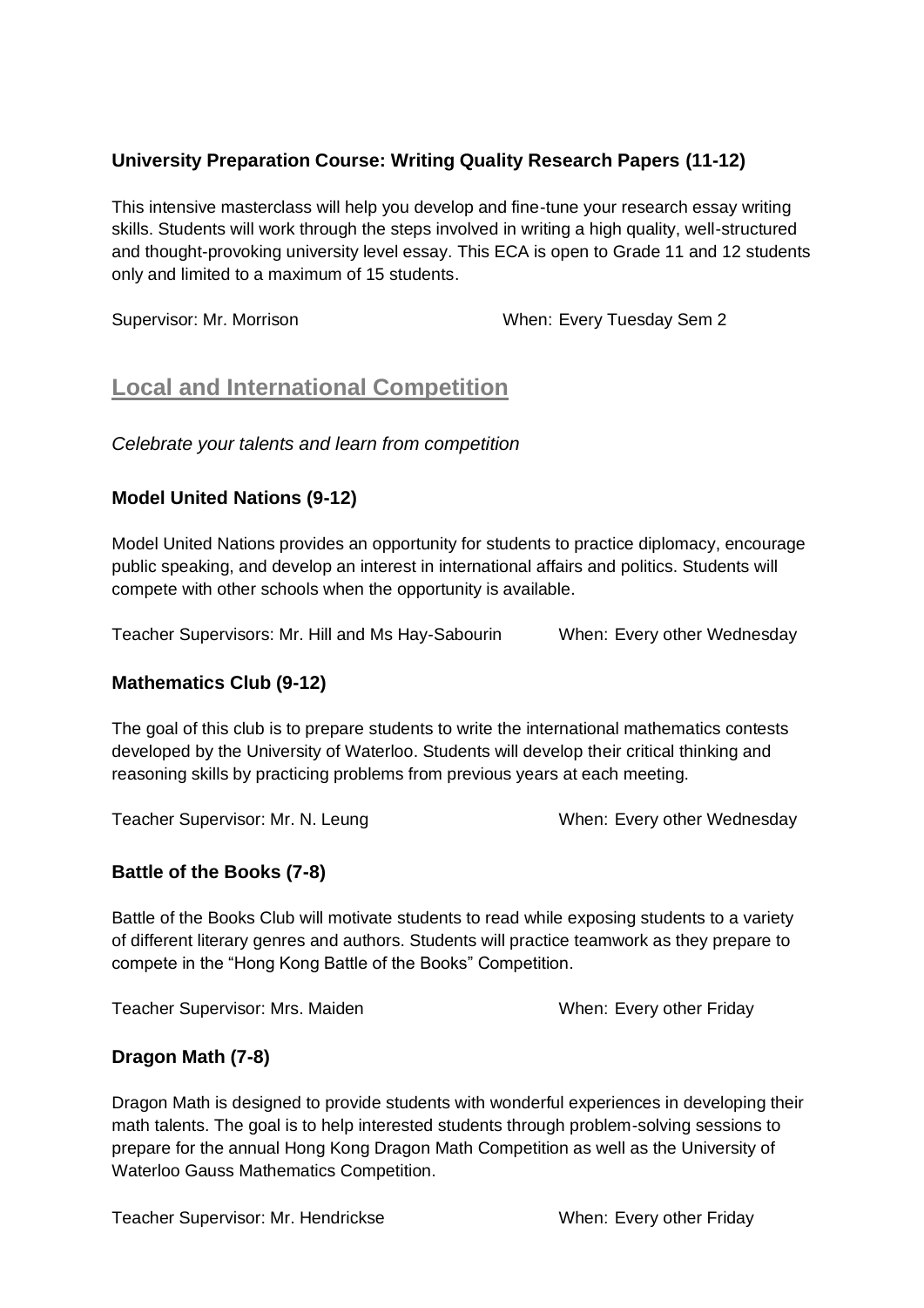### University Preparation Course: Writing Quality Research Papers (11-12)

This intensive masterclass will help you develop and fine-tune your research essay writing skills. Students will work through the steps involved in writing a high quality, well-structured and thought-provoking university level essay. This ECA is open to Grade 11 and 12 students only and limited to a maximum of 15 students.

Supervisor: Mr. Morrison When: Every Tuesday Sem 2

## Local and International Competition

*Celebrate your talents and learn from competition*

### Model United Nations (9-12)

Model United Nations provides an opportunity for students to practice diplomacy, encourage public speaking, and develop an interest in international affairs and politics. Students will compete with other schools when the opportunity is available.

Teacher Supervisors: Mr. Hill and Ms Hay-Sabourin When: Every other Wednesday

### Mathematics Club (9-12)

The goal of this club is to prepare students to write the international mathematics contests developed by the University of Waterloo. Students will develop their critical thinking and reasoning skills by practicing problems from previous years at each meeting.

Teacher Supervisor: Mr. N. Leung When: Every other Wednesday

### Battle of the Books (7-8)

Battle of the Books Club will motivate students to read while exposing students to a variety of different literary genres and authors. Students will practice teamwork as they prepare to compete in the "Hong Kong Battle of the Books" Competition.

Teacher Supervisor: Mrs. Maiden When: Every other Friday

### Dragon Math (7-8)

Dragon Math is designed to provide students with wonderful experiences in developing their math talents. The goal is to help interested students through problem-solving sessions to prepare for the annual Hong Kong Dragon Math Competition as well as the University of Waterloo Gauss Mathematics Competition.

Teacher Supervisor: Mr. Hendrickse When: Every other Friday